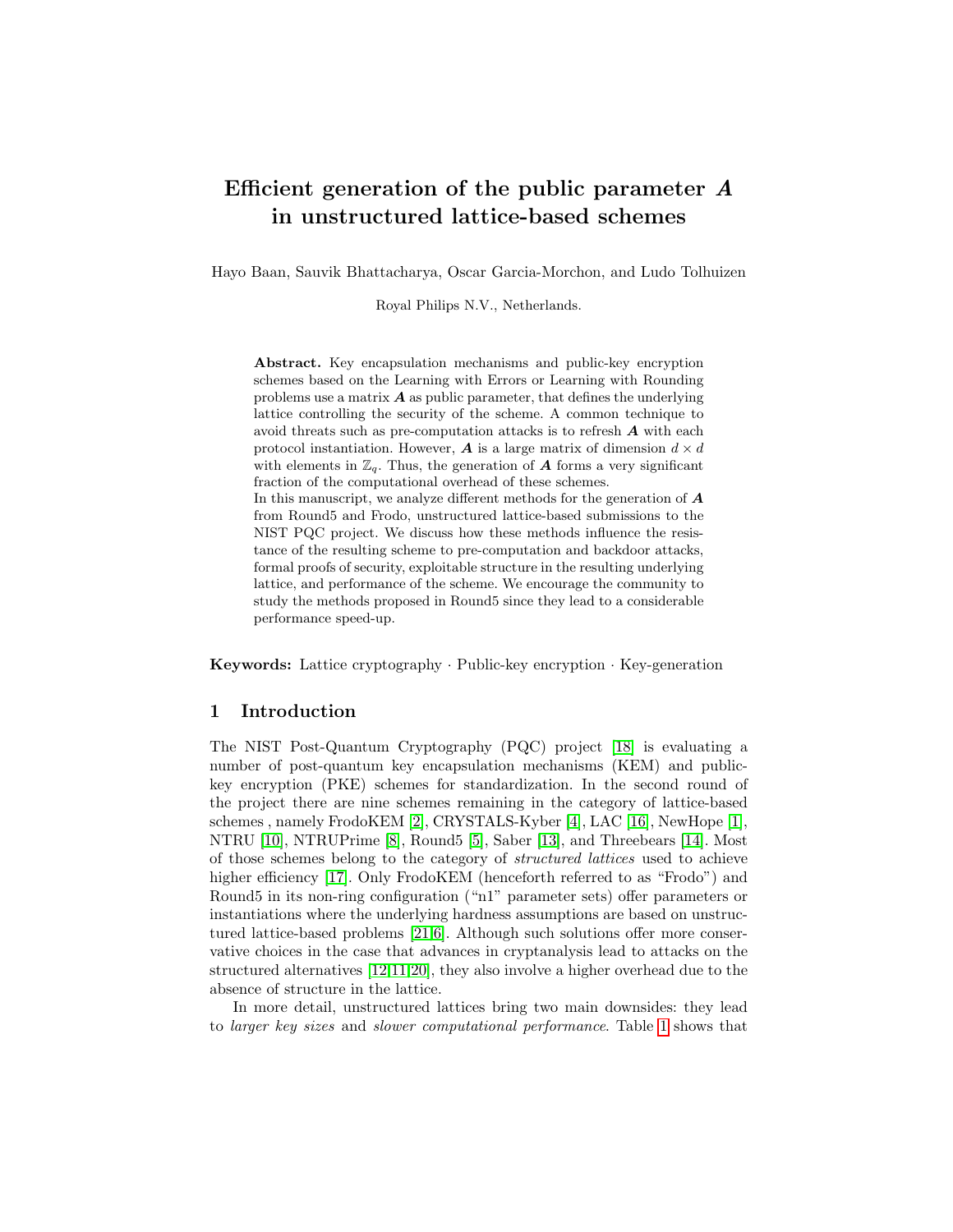# Efficient generation of the public parameter $\boldsymbol{A}$ in unstructured lattice-based schemes

Hayo Baan, Sauvik Bhattacharya, Oscar Garcia-Morchon, and Ludo Tolhuizen

Royal Philips N.V., Netherlands.

**Abstract.** Key encapsulation mechanisms and public-key encryption schemes based on the Learning with Errors or Learning with Rounding problems use a matrix $\boldsymbol{A}$ as public parameter, that defines the underlying lattice controlling the security of the scheme. A common technique to avoid threats such as pre-computation attacks is to refresh $\boldsymbol{A}$ with each protocol instantiation. However, $\boldsymbol{A}$ is a large matrix of dimension $d \times d$ with elements in $\mathbb{Z}_q$. Thus, the generation of $\boldsymbol{A}$ forms a very significant fraction of the computational overhead of these schemes.

In this manuscript, we analyze different methods for the generation of $\boldsymbol{A}$ from Round5 and Frodo, unstructured lattice-based submissions to the NIST PQC project. We discuss how these methods influence the resistance of the resulting scheme to pre-computation and backdoor attacks, formal proofs of security, exploitable structure in the resulting underlying lattice, and performance of the scheme. We encourage the community to study the methods proposed in Round5 since they lead to a considerable performance speed-up.

**Keywords:** Lattice cryptography · Public-key encryption · Key-generation

## 1 Introduction

The NIST Post-Quantum Cryptography (PQC) project [18] is evaluating a number of post-quantum key encapsulation mechanisms (KEM) and public-key encryption (PKE) schemes for standardization. In the second round of the project there are nine schemes remaining in the category of lattice-based schemes , namely FrodoKEM [2], CRYSTALS-Kyber [4], LAC [16], NewHope [1], NTRU [10], NTRUPrime [8], Round5 [5], Saber [13], and Threebears [14]. Most of those schemes belong to the category of *structured lattices* used to achieve higher efficiency [17]. Only FrodoKEM (henceforth referred to as "Frodo") and Round5 in its non-ring configuration ("n1" parameter sets) offer parameters or instantiations where the underlying hardness assumptions are based on unstructured lattice-based problems [21,6]. Although such solutions offer more conservative choices in the case that advances in cryptanalysis lead to attacks on the structured alternatives [12,11,20], they also involve a higher overhead due to the absence of structure in the lattice.

In more detail, unstructured lattices bring two main downsides: they lead to *larger key sizes* and *slower computational performance*. Table 1 shows that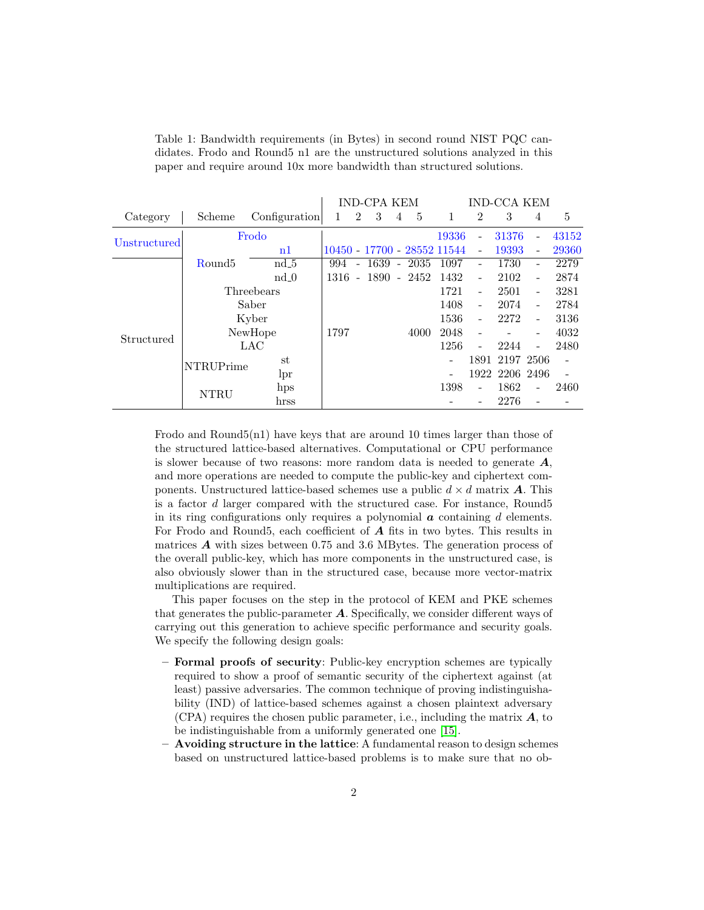Table 1: Bandwidth requirements (in Bytes) in second round NIST PQC candidates. Frodo and Round5 n1 are the unstructured solutions analyzed in this paper and require around 10x more bandwidth than structured solutions.

| Category | Scheme | Configuration | IND-CPA KEM | | | | | IND-CCA KEM | | | | |
|---|---|---|---|---|---|---|---|---|---|---|---|---|
| | | | 1 | 2 | 3 | 4 | 5 | 1 | 2 | 3 | 4 | 5 |
| Unstructured | Frodo | | | | | | | 19336 | - | 31376 | - | 43152 |
| Unstructured | Round5 | n1 | 10450 | - | 17700 | - | 28552 | 11544 | - | 19393 | - | 29360 |
| Structured | Round5 | nd_5 | 994 | - | 1639 | - | 2035 | 1097 | - | 1730 | - | 2279 |
| Structured | Round5 | nd_0 | 1316 | - | 1890 | - | 2452 | 1432 | - | 2102 | - | 2874 |
| Structured | Threebears | | | | | | | 1721 | - | 2501 | - | 3281 |
| Structured | Saber | | | | | | | 1408 | - | 2074 | - | 2784 |
| Structured | Kyber | | | | | | | 1536 | - | 2272 | - | 3136 |
| Structured | NewHope | | 1797 | | | | 4000 | 2048 | - | - | - | 4032 |
| Structured | LAC | | | | | | | 1256 | - | 2244 | - | 2480 |
| Structured | NTRUPrime | st | | | | | | - | 1891 | 2197 | 2506 | - |
| Structured | NTRUPrime | lpr | | | | | | - | 1922 | 2206 | 2496 | - |
| Structured | NTRU | hps | | | | | | 1398 | - | 1862 | - | 2460 |
| Structured | NTRU | hrss | | | | | | - | - | 2276 | - | - |

Frodo and Round5(n1) have keys that are around 10 times larger than those of the structured lattice-based alternatives. Computational or CPU performance is slower because of two reasons: more random data is needed to generate $\boldsymbol{A}$, and more operations are needed to compute the public-key and ciphertext components. Unstructured lattice-based schemes use a public $d \times d$ matrix $\boldsymbol{A}$. This is a factor $d$ larger compared with the structured case. For instance, Round5 in its ring configurations only requires a polynomial $\boldsymbol{a}$ containing $d$ elements. For Frodo and Round5, each coefficient of $\boldsymbol{A}$ fits in two bytes. This results in matrices $\boldsymbol{A}$ with sizes between 0.75 and 3.6 MBytes. The generation process of the overall public-key, which has more components in the unstructured case, is also obviously slower than in the structured case, because more vector-matrix multiplications are required.

This paper focuses on the step in the protocol of KEM and PKE schemes that generates the public-parameter $\boldsymbol{A}$. Specifically, we consider different ways of carrying out this generation to achieve specific performance and security goals. We specify the following design goals:

- **Formal proofs of security**: Public-key encryption schemes are typically required to show a proof of semantic security of the ciphertext against (at least) passive adversaries. The common technique of proving indistinguishability (IND) of lattice-based schemes against a chosen plaintext adversary (CPA) requires the chosen public parameter, i.e., including the matrix $\boldsymbol{A}$, to be indistinguishable from a uniformly generated one [15].
- **Avoiding structure in the lattice**: A fundamental reason to design schemes based on unstructured lattice-based problems is to make sure that no ob-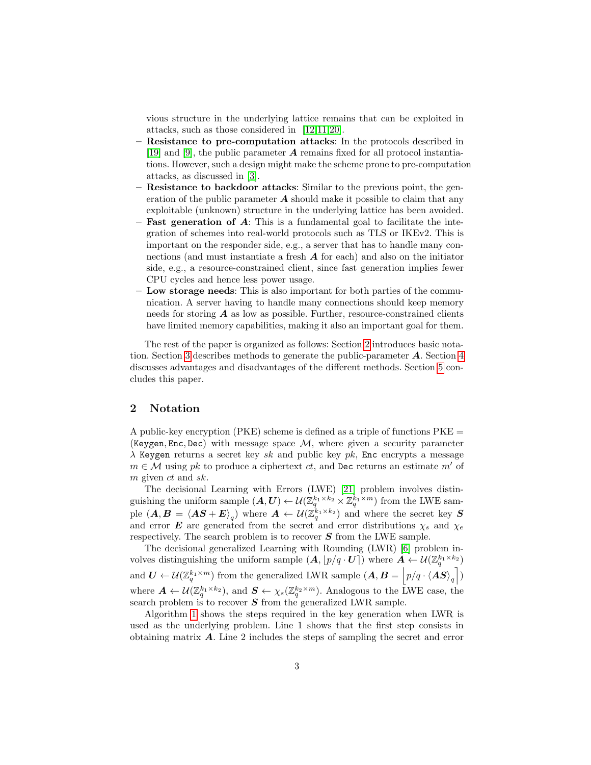vious structure in the underlying lattice remains that can be exploited in attacks, such as those considered in [12,11,20].

- **Resistance to pre-computation attacks**: In the protocols described in [19] and [9], the public parameter $\boldsymbol{A}$ remains fixed for all protocol instantiations. However, such a design might make the scheme prone to pre-computation attacks, as discussed in [3].
- **Resistance to backdoor attacks**: Similar to the previous point, the generation of the public parameter $\boldsymbol{A}$ should make it possible to claim that any exploitable (unknown) structure in the underlying lattice has been avoided.
- **Fast generation of $\boldsymbol{A}$**: This is a fundamental goal to facilitate the integration of schemes into real-world protocols such as TLS or IKEv2. This is important on the responder side, e.g., a server that has to handle many connections (and must instantiate a fresh $\boldsymbol{A}$ for each) and also on the initiator side, e.g., a resource-constrained client, since fast generation implies fewer CPU cycles and hence less power usage.
- **Low storage needs**: This is also important for both parties of the communication. A server having to handle many connections should keep memory needs for storing $\boldsymbol{A}$ as low as possible. Further, resource-constrained clients have limited memory capabilities, making it also an important goal for them.

The rest of the paper is organized as follows: Section 2 introduces basic notation. Section 3 describes methods to generate the public-parameter $\boldsymbol{A}$. Section 4 discusses advantages and disadvantages of the different methods. Section 5 concludes this paper.

## 2 Notation

A public-key encryption (PKE) scheme is defined as a triple of functions PKE = (`Keygen`, `Enc`, `Dec`) with message space $\mathcal{M}$, where given a security parameter $\lambda$ `Keygen` returns a secret key $sk$ and public key $pk$, `Enc` encrypts a message $m \in \mathcal{M}$ using $pk$ to produce a ciphertext $ct$, and `Dec` returns an estimate $m'$ of $m$ given $ct$ and $sk$.

The decisional Learning with Errors (LWE) [21] problem involves distinguishing the uniform sample $(\boldsymbol{A}, \boldsymbol{U}) \leftarrow \mathcal{U}(\mathbb{Z}_q^{k_1 \times k_2} \times \mathbb{Z}_q^{k_1 \times m})$ from the LWE sample $(\boldsymbol{A}, \boldsymbol{B} = \langle \boldsymbol{AS} + \boldsymbol{E} \rangle_q)$ where $\boldsymbol{A} \leftarrow \mathcal{U}(\mathbb{Z}_q^{k_1 \times k_2})$ and where the secret key $\boldsymbol{S}$ and error $\boldsymbol{E}$ are generated from the secret and error distributions $\chi_s$ and $\chi_e$ respectively. The search problem is to recover $\boldsymbol{S}$ from the LWE sample.

The decisional generalized Learning with Rounding (LWR) [6] problem involves distinguishing the uniform sample $(\boldsymbol{A}, \lfloor p/q \cdot \boldsymbol{U} \rceil)$ where $\boldsymbol{A} \leftarrow \mathcal{U}(\mathbb{Z}_q^{k_1 \times k_2})$ and $\boldsymbol{U} \leftarrow \mathcal{U}(\mathbb{Z}_q^{k_1 \times m})$ from the generalized LWR sample $(\boldsymbol{A}, \boldsymbol{B} = \left\lfloor p/q \cdot \langle \boldsymbol{AS} \rangle_q \right\rceil)$ where $\boldsymbol{A} \leftarrow \mathcal{U}(\mathbb{Z}_q^{k_1 \times k_2})$, and $\boldsymbol{S} \leftarrow \chi_s(\mathbb{Z}_q^{k_2 \times m})$. Analogous to the LWE case, the search problem is to recover $\boldsymbol{S}$ from the generalized LWR sample.

Algorithm 1 shows the steps required in the key generation when LWR is used as the underlying problem. Line 1 shows that the first step consists in obtaining matrix $\boldsymbol{A}$. Line 2 includes the steps of sampling the secret and error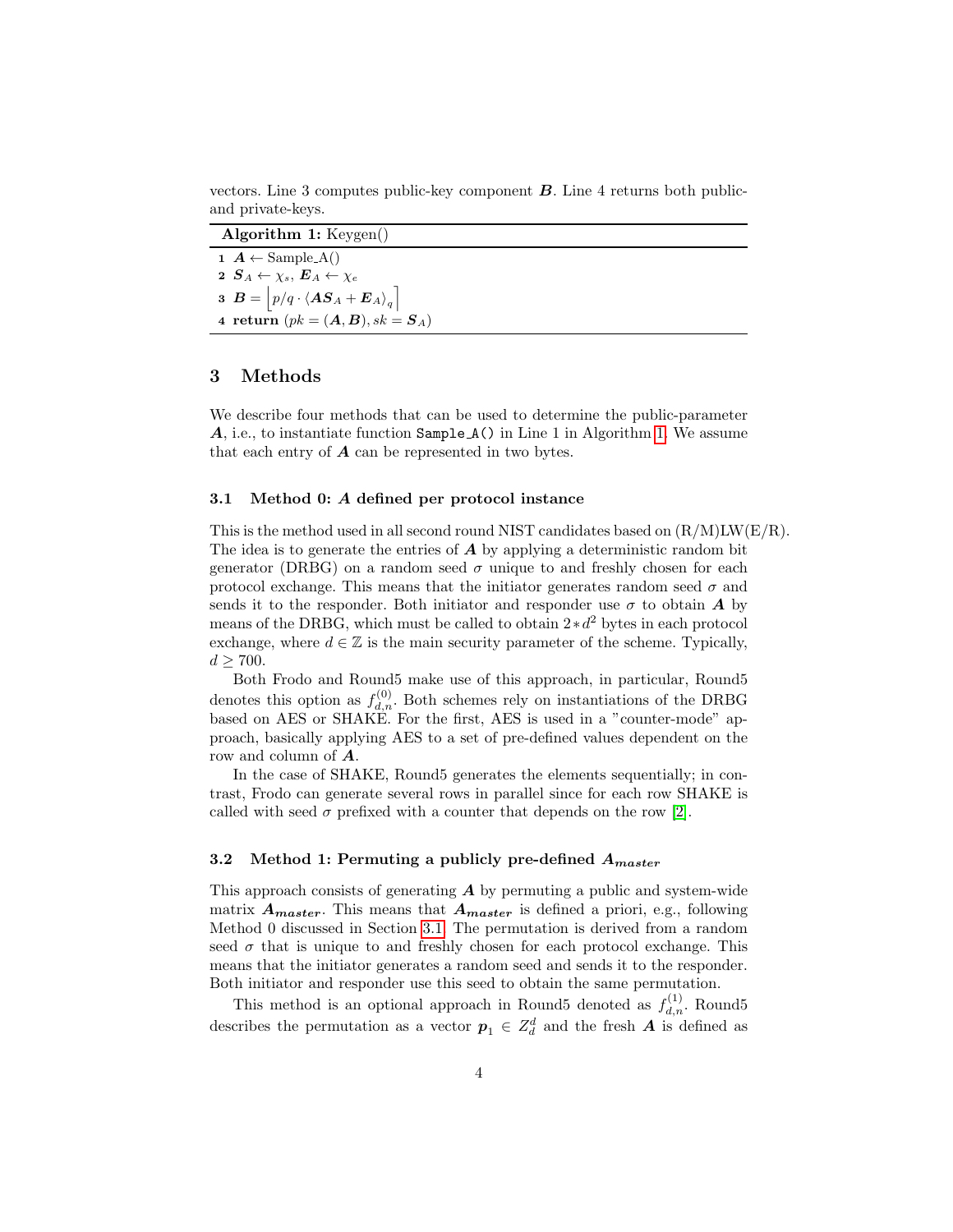vectors. Line 3 computes public-key component $\boldsymbol{B}$. Line 4 returns both public- and private-keys.

**Algorithm 1:** Keygen()

```
1 A ← Sample_A()
2 S_A ← χ_s, E_A ← χ_e
3 B = ⌊p/q · ⟨A S_A + E_A⟩_q⌉
4 return (pk = (A, B), sk = S_A)
```

1. $\boldsymbol{A} \leftarrow$ Sample_A()
2. $\boldsymbol{S}_A \leftarrow \chi_s$, $\boldsymbol{E}_A \leftarrow \chi_e$
3. $\boldsymbol{B} = \left\lfloor p/q \cdot \langle \boldsymbol{A}\boldsymbol{S}_A + \boldsymbol{E}_A \rangle_q \right\rceil$
4. **return** $(pk = (\boldsymbol{A}, \boldsymbol{B}), sk = \boldsymbol{S}_A)$

## 3 Methods

We describe four methods that can be used to determine the public-parameter $\boldsymbol{A}$, i.e., to instantiate function `Sample_A()` in Line 1 in Algorithm 1. We assume that each entry of $\boldsymbol{A}$ can be represented in two bytes.

### 3.1 Method 0: $\boldsymbol{A}$ defined per protocol instance

This is the method used in all second round NIST candidates based on (R/M)LW(E/R). The idea is to generate the entries of $\boldsymbol{A}$ by applying a deterministic random bit generator (DRBG) on a random seed $\sigma$ unique to and freshly chosen for each protocol exchange. This means that the initiator generates random seed $\sigma$ and sends it to the responder. Both initiator and responder use $\sigma$ to obtain $\boldsymbol{A}$ by means of the DRBG, which must be called to obtain $2 * d^2$ bytes in each protocol exchange, where $d \in \mathbb{Z}$ is the main security parameter of the scheme. Typically, $d \geq 700$.

Both Frodo and Round5 make use of this approach, in particular, Round5 denotes this option as $f^{(0)}_{d,n}$. Both schemes rely on instantiations of the DRBG based on AES or SHAKE. For the first, AES is used in a "counter-mode" approach, basically applying AES to a set of pre-defined values dependent on the row and column of $\boldsymbol{A}$.

In the case of SHAKE, Round5 generates the elements sequentially; in contrast, Frodo can generate several rows in parallel since for each row SHAKE is called with seed $\sigma$ prefixed with a counter that depends on the row [2].

### 3.2 Method 1: Permuting a publicly pre-defined $\boldsymbol{A}_{master}$

This approach consists of generating $\boldsymbol{A}$ by permuting a public and system-wide matrix $\boldsymbol{A}_{master}$. This means that $\boldsymbol{A}_{master}$ is defined a priori, e.g., following Method 0 discussed in Section 3.1. The permutation is derived from a random seed $\sigma$ that is unique to and freshly chosen for each protocol exchange. This means that the initiator generates a random seed and sends it to the responder. Both initiator and responder use this seed to obtain the same permutation.

This method is an optional approach in Round5 denoted as $f^{(1)}_{d,n}$. Round5 describes the permutation as a vector $\boldsymbol{p}_1 \in Z_d^d$ and the fresh $\boldsymbol{A}$ is defined as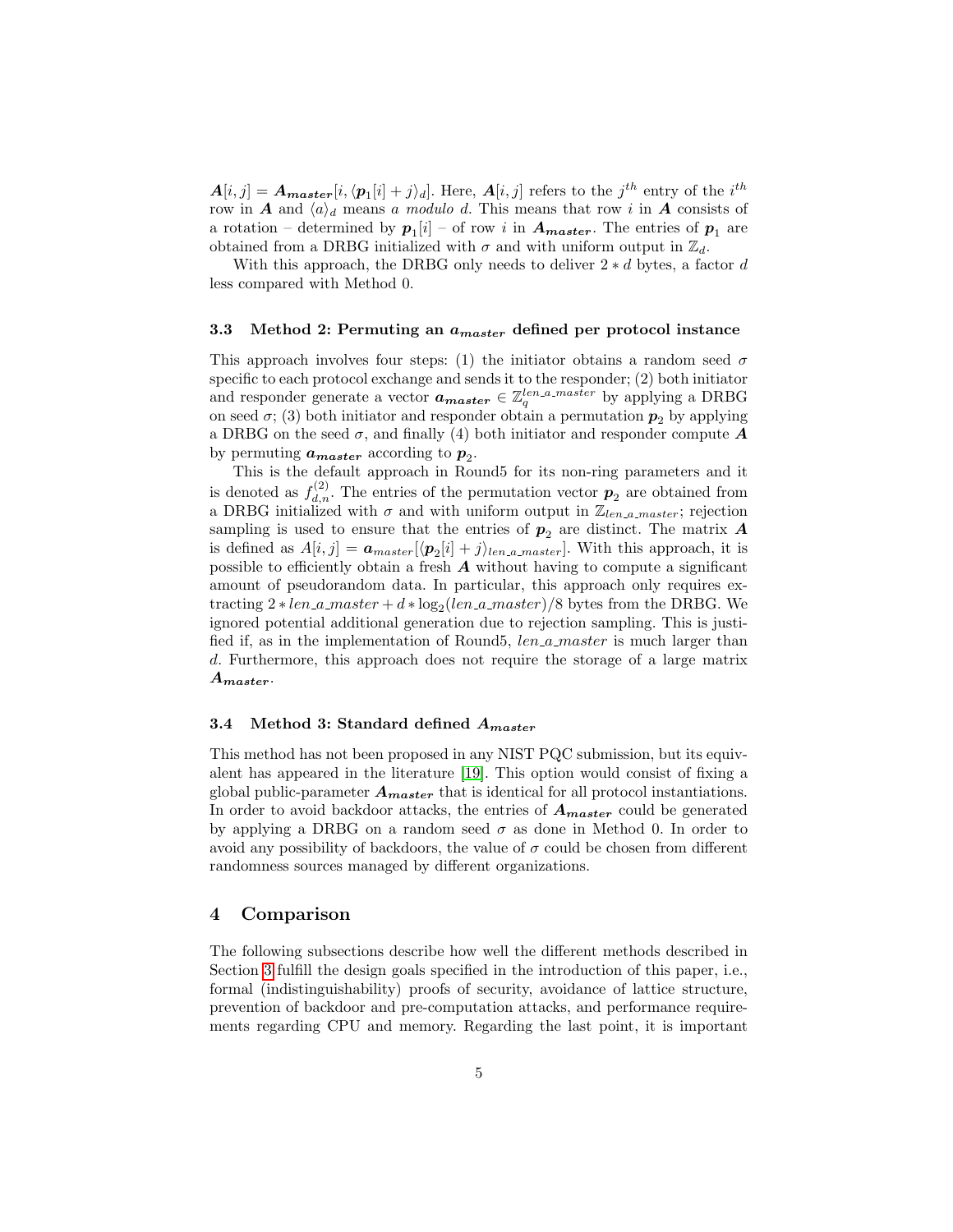$\boldsymbol{A}[i,j] = \boldsymbol{A_{master}}[i, \langle \boldsymbol{p}_1[i] + j \rangle_d]$. Here, $\boldsymbol{A}[i,j]$ refers to the $j^{th}$ entry of the $i^{th}$ row in $\boldsymbol{A}$ and $\langle a \rangle_d$ means *a modulo d*. This means that row $i$ in $\boldsymbol{A}$ consists of a rotation – determined by $\boldsymbol{p}_1[i]$ – of row $i$ in $\boldsymbol{A_{master}}$. The entries of $\boldsymbol{p}_1$ are obtained from a DRBG initialized with $\sigma$ and with uniform output in $\mathbb{Z}_d$.

With this approach, the DRBG only needs to deliver $2 * d$ bytes, a factor $d$ less compared with Method 0.

### 3.3 Method 2: Permuting an $\boldsymbol{a_{master}}$ defined per protocol instance

This approach involves four steps: (1) the initiator obtains a random seed $\sigma$ specific to each protocol exchange and sends it to the responder; (2) both initiator and responder generate a vector $\boldsymbol{a_{master}} \in \mathbb{Z}_q^{len\_a\_master}$ by applying a DRBG on seed $\sigma$; (3) both initiator and responder obtain a permutation $\boldsymbol{p}_2$ by applying a DRBG on the seed $\sigma$, and finally (4) both initiator and responder compute $\boldsymbol{A}$ by permuting $\boldsymbol{a_{master}}$ according to $\boldsymbol{p}_2$.

This is the default approach in Round5 for its non-ring parameters and it is denoted as $f_{d,n}^{(2)}$. The entries of the permutation vector $\boldsymbol{p}_2$ are obtained from a DRBG initialized with $\sigma$ and with uniform output in $\mathbb{Z}_{len\_a\_master}$; rejection sampling is used to ensure that the entries of $\boldsymbol{p}_2$ are distinct. The matrix $\boldsymbol{A}$ is defined as $A[i,j] = \boldsymbol{a}_{master}[\langle \boldsymbol{p}_2[i] + j \rangle_{len\_a\_master}]$. With this approach, it is possible to efficiently obtain a fresh $\boldsymbol{A}$ without having to compute a significant amount of pseudorandom data. In particular, this approach only requires extracting $2 * len\_a\_master + d * \log_2(len\_a\_master)/8$ bytes from the DRBG. We ignored potential additional generation due to rejection sampling. This is justified if, as in the implementation of Round5, $len\_a\_master$ is much larger than $d$. Furthermore, this approach does not require the storage of a large matrix $\boldsymbol{A_{master}}$.

### 3.4 Method 3: Standard defined $\boldsymbol{A_{master}}$

This method has not been proposed in any NIST PQC submission, but its equivalent has appeared in the literature [19]. This option would consist of fixing a global public-parameter $\boldsymbol{A_{master}}$ that is identical for all protocol instantiations. In order to avoid backdoor attacks, the entries of $\boldsymbol{A_{master}}$ could be generated by applying a DRBG on a random seed $\sigma$ as done in Method 0. In order to avoid any possibility of backdoors, the value of $\sigma$ could be chosen from different randomness sources managed by different organizations.

## 4 Comparison

The following subsections describe how well the different methods described in Section 3 fulfill the design goals specified in the introduction of this paper, i.e., formal (indistinguishability) proofs of security, avoidance of lattice structure, prevention of backdoor and pre-computation attacks, and performance requirements regarding CPU and memory. Regarding the last point, it is important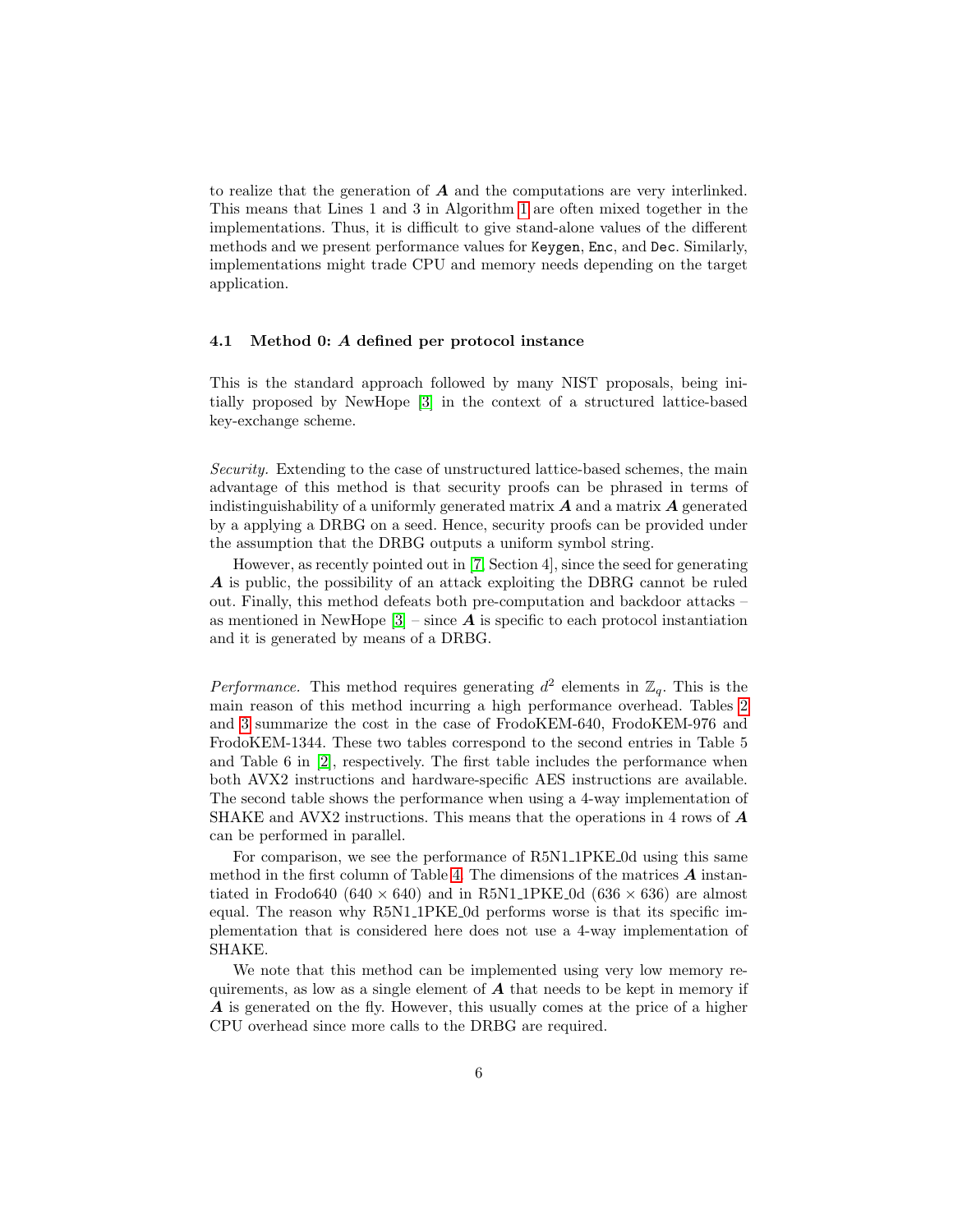to realize that the generation of $\boldsymbol{A}$ and the computations are very interlinked. This means that Lines 1 and 3 in Algorithm 1 are often mixed together in the implementations. Thus, it is difficult to give stand-alone values of the different methods and we present performance values for `Keygen`, `Enc`, and `Dec`. Similarly, implementations might trade CPU and memory needs depending on the target application.

### 4.1 Method 0: $\boldsymbol{A}$ defined per protocol instance

This is the standard approach followed by many NIST proposals, being initially proposed by NewHope [3] in the context of a structured lattice-based key-exchange scheme.

*Security.* Extending to the case of unstructured lattice-based schemes, the main advantage of this method is that security proofs can be phrased in terms of indistinguishability of a uniformly generated matrix $\boldsymbol{A}$ and a matrix $\boldsymbol{A}$ generated by a applying a DRBG on a seed. Hence, security proofs can be provided under the assumption that the DRBG outputs a uniform symbol string.

However, as recently pointed out in [7, Section 4], since the seed for generating $\boldsymbol{A}$ is public, the possibility of an attack exploiting the DBRG cannot be ruled out. Finally, this method defeats both pre-computation and backdoor attacks – as mentioned in NewHope [3] – since $\boldsymbol{A}$ is specific to each protocol instantiation and it is generated by means of a DRBG.

*Performance.* This method requires generating $d^2$ elements in $\mathbb{Z}_q$. This is the main reason of this method incurring a high performance overhead. Tables 2 and 3 summarize the cost in the case of FrodoKEM-640, FrodoKEM-976 and FrodoKEM-1344. These two tables correspond to the second entries in Table 5 and Table 6 in [2], respectively. The first table includes the performance when both AVX2 instructions and hardware-specific AES instructions are available. The second table shows the performance when using a 4-way implementation of SHAKE and AVX2 instructions. This means that the operations in 4 rows of $\boldsymbol{A}$ can be performed in parallel.

For comparison, we see the performance of R5N1_1PKE_0d using this same method in the first column of Table 4. The dimensions of the matrices $\boldsymbol{A}$ instantiated in Frodo640 ($640 \times 640$) and in R5N1_1PKE_0d ($636 \times 636$) are almost equal. The reason why R5N1_1PKE_0d performs worse is that its specific implementation that is considered here does not use a 4-way implementation of SHAKE.

We note that this method can be implemented using very low memory requirements, as low as a single element of $\boldsymbol{A}$ that needs to be kept in memory if $\boldsymbol{A}$ is generated on the fly. However, this usually comes at the price of a higher CPU overhead since more calls to the DRBG are required.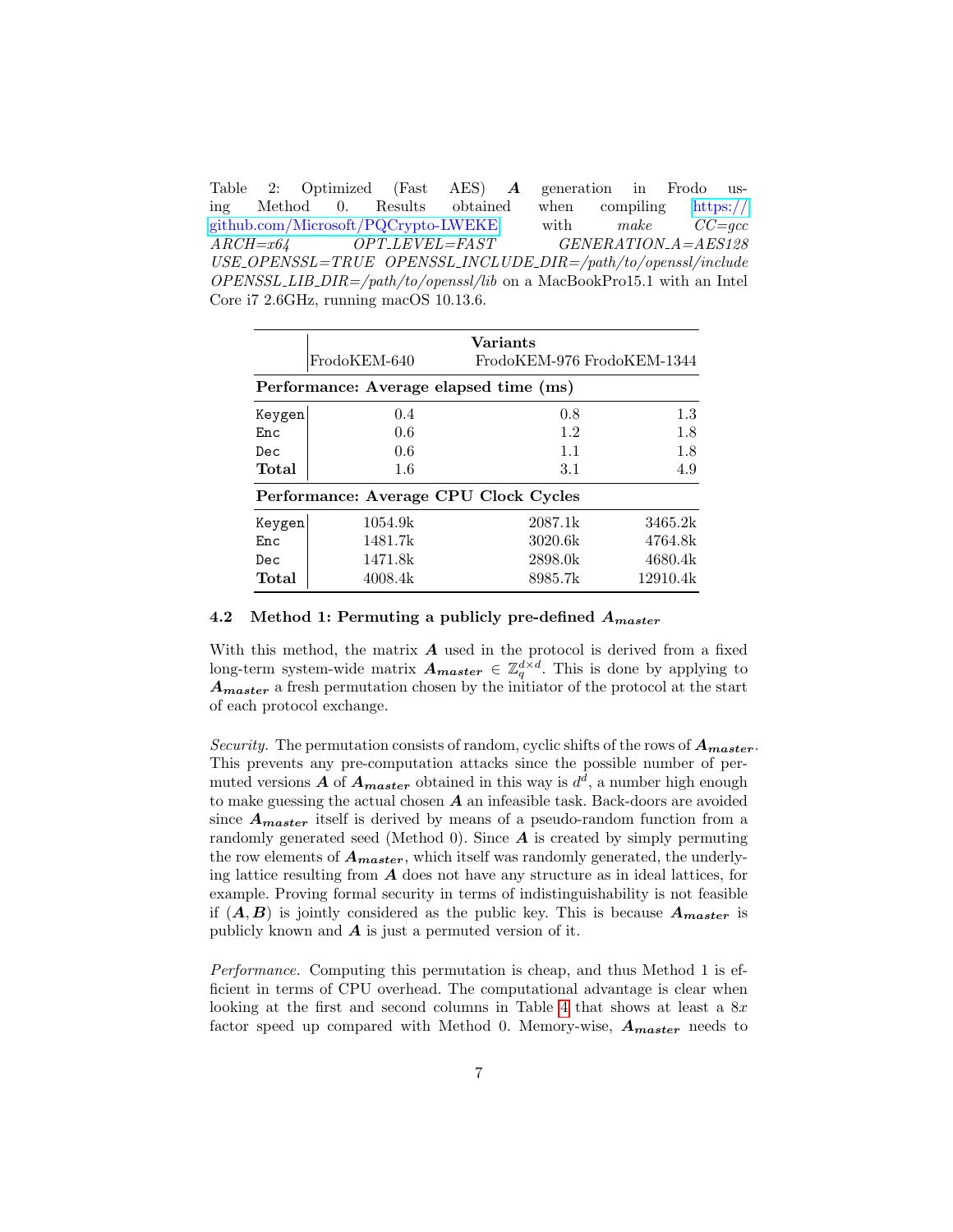Table 2: Optimized (Fast AES) $\boldsymbol{A}$ generation in Frodo using Method 0. Results obtained when compiling https://github.com/Microsoft/PQCrypto-LWEKE with *make CC=gcc ARCH=x64 OPT_LEVEL=FAST GENERATION_A=AES128 USE_OPENSSL=TRUE OPENSSL_INCLUDE_DIR=/path/to/openssl/include OPENSSL_LIB_DIR=/path/to/openssl/lib* on a MacBookPro15.1 with an Intel Core i7 2.6GHz, running macOS 10.13.6.

| | **Variants** | | |
|---|---|---|---|
| | FrodoKEM-640 | FrodoKEM-976 | FrodoKEM-1344 |
| **Performance: Average elapsed time (ms)** | | | |
| `Keygen` | 0.4 | 0.8 | 1.3 |
| `Enc` | 0.6 | 1.2 | 1.8 |
| `Dec` | 0.6 | 1.1 | 1.8 |
| **Total** | 1.6 | 3.1 | 4.9 |
| **Performance: Average CPU Clock Cycles** | | | |
| `Keygen` | 1054.9k | 2087.1k | 3465.2k |
| `Enc` | 1481.7k | 3020.6k | 4764.8k |
| `Dec` | 1471.8k | 2898.0k | 4680.4k |
| **Total** | 4008.4k | 8985.7k | 12910.4k |

### 4.2 Method 1: Permuting a publicly pre-defined $\boldsymbol{A_{master}}$

With this method, the matrix $\boldsymbol{A}$ used in the protocol is derived from a fixed long-term system-wide matrix $\boldsymbol{A_{master}} \in \mathbb{Z}_q^{d \times d}$. This is done by applying to $\boldsymbol{A_{master}}$ a fresh permutation chosen by the initiator of the protocol at the start of each protocol exchange.

*Security.* The permutation consists of random, cyclic shifts of the rows of $\boldsymbol{A_{master}}$. This prevents any pre-computation attacks since the possible number of permuted versions $\boldsymbol{A}$ of $\boldsymbol{A_{master}}$ obtained in this way is $d^d$, a number high enough to make guessing the actual chosen $\boldsymbol{A}$ an infeasible task. Back-doors are avoided since $\boldsymbol{A_{master}}$ itself is derived by means of a pseudo-random function from a randomly generated seed (Method 0). Since $\boldsymbol{A}$ is created by simply permuting the row elements of $\boldsymbol{A_{master}}$, which itself was randomly generated, the underlying lattice resulting from $\boldsymbol{A}$ does not have any structure as in ideal lattices, for example. Proving formal security in terms of indistinguishability is not feasible if $(\boldsymbol{A}, \boldsymbol{B})$ is jointly considered as the public key. This is because $\boldsymbol{A_{master}}$ is publicly known and $\boldsymbol{A}$ is just a permuted version of it.

*Performance.* Computing this permutation is cheap, and thus Method 1 is efficient in terms of CPU overhead. The computational advantage is clear when looking at the first and second columns in Table 4 that shows at least a 8*x* factor speed up compared with Method 0. Memory-wise, $\boldsymbol{A_{master}}$ needs to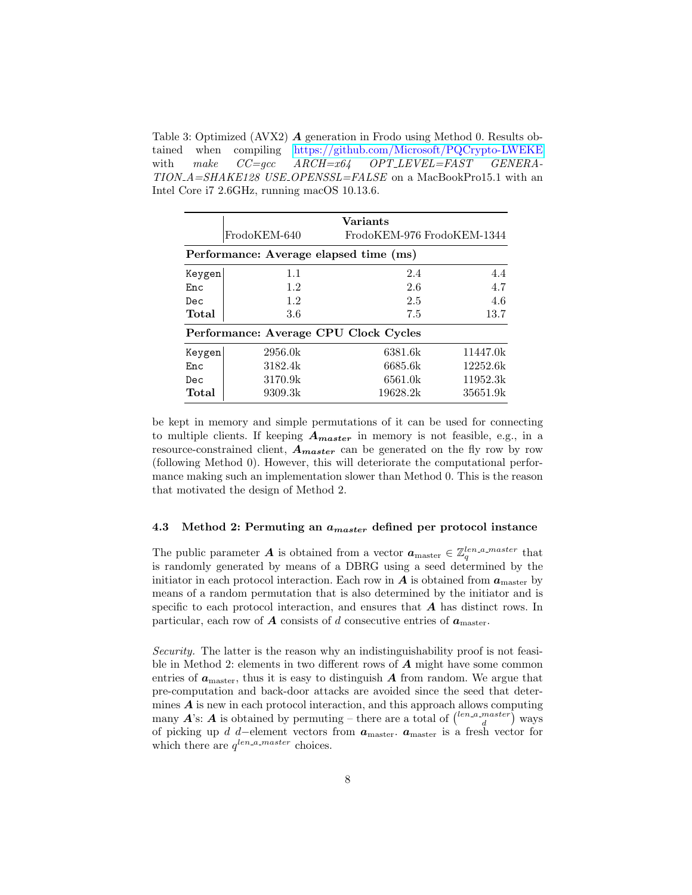Table 3: Optimized (AVX2) $\boldsymbol{A}$ generation in Frodo using Method 0. Results obtained when compiling https://github.com/Microsoft/PQCrypto-LWEKE with *make CC=gcc ARCH=x64 OPT_LEVEL=FAST GENERATION_A=SHAKE128 USE_OPENSSL=FALSE* on a MacBookPro15.1 with an Intel Core i7 2.6GHz, running macOS 10.13.6.

| | **Variants** | | |
|---|---|---|---|
| | FrodoKEM-640 | FrodoKEM-976 | FrodoKEM-1344 |
| **Performance: Average elapsed time (ms)** | | | |
| `Keygen` | 1.1 | 2.4 | 4.4 |
| `Enc` | 1.2 | 2.6 | 4.7 |
| `Dec` | 1.2 | 2.5 | 4.6 |
| **Total** | 3.6 | 7.5 | 13.7 |
| **Performance: Average CPU Clock Cycles** | | | |
| `Keygen` | 2956.0k | 6381.6k | 11447.0k |
| `Enc` | 3182.4k | 6685.6k | 12252.6k |
| `Dec` | 3170.9k | 6561.0k | 11952.3k |
| **Total** | 9309.3k | 19628.2k | 35651.9k |

be kept in memory and simple permutations of it can be used for connecting to multiple clients. If keeping $\boldsymbol{A_{master}}$ in memory is not feasible, e.g., in a resource-constrained client, $\boldsymbol{A_{master}}$ can be generated on the fly row by row (following Method 0). However, this will deteriorate the computational performance making such an implementation slower than Method 0. This is the reason that motivated the design of Method 2.

### 4.3 Method 2: Permuting an $a_{master}$ defined per protocol instance

The public parameter $\boldsymbol{A}$ is obtained from a vector $\boldsymbol{a}_{\text{master}} \in \mathbb{Z}_q^{len\_a\_master}$ that is randomly generated by means of a DBRG using a seed determined by the initiator in each protocol interaction. Each row in $\boldsymbol{A}$ is obtained from $\boldsymbol{a}_{\text{master}}$ by means of a random permutation that is also determined by the initiator and is specific to each protocol interaction, and ensures that $\boldsymbol{A}$ has distinct rows. In particular, each row of $\boldsymbol{A}$ consists of $d$ consecutive entries of $\boldsymbol{a}_{\text{master}}$.

*Security.* The latter is the reason why an indistinguishability proof is not feasible in Method 2: elements in two different rows of $\boldsymbol{A}$ might have some common entries of $\boldsymbol{a}_{\text{master}}$, thus it is easy to distinguish $\boldsymbol{A}$ from random. We argue that pre-computation and back-door attacks are avoided since the seed that determines $\boldsymbol{A}$ is new in each protocol interaction, and this approach allows computing many $\boldsymbol{A}$'s: $\boldsymbol{A}$ is obtained by permuting – there are a total of $\binom{len\_a\_master}{d}$ ways of picking up $d$ $d-$element vectors from $\boldsymbol{a}_{\text{master}}$. $\boldsymbol{a}_{\text{master}}$ is a fresh vector for which there are $q^{len\_a\_master}$ choices.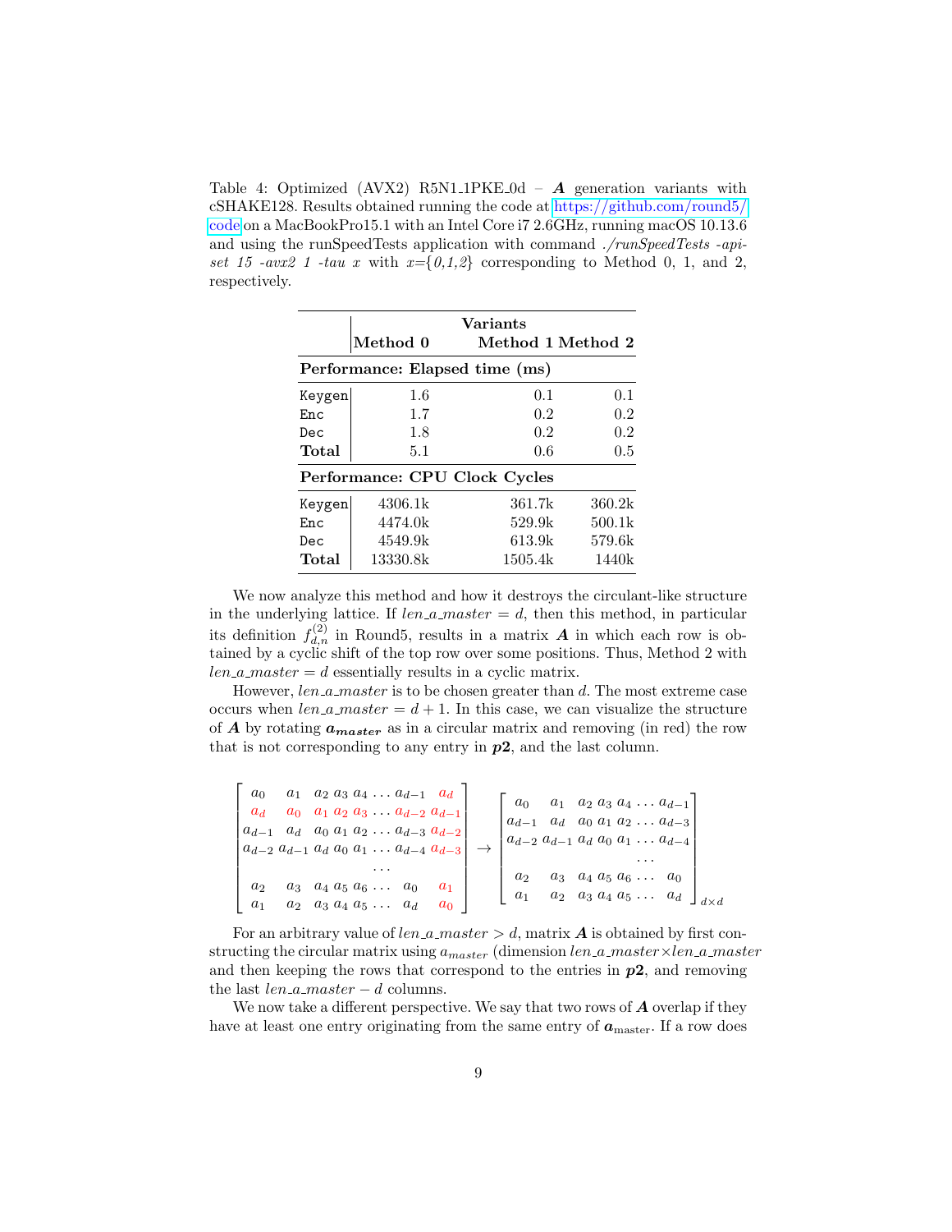Table 4: Optimized (AVX2) R5N1_1PKE_0d – $\boldsymbol{A}$ generation variants with cSHAKE128. Results obtained running the code at https://github.com/round5/code on a MacBookPro15.1 with an Intel Core i7 2.6GHz, running macOS 10.13.6 and using the runSpeedTests application with command *./runSpeedTests -api-set 15 -avx2 1 -tau x* with *x={0,1,2}* corresponding to Method 0, 1, and 2, respectively.

| | Variants | | |
|---|---|---|---|
| | **Method 0** | **Method 1** | **Method 2** |
| **Performance: Elapsed time (ms)** | | | |
| Keygen | 1.6 | 0.1 | 0.1 |
| Enc | 1.7 | 0.2 | 0.2 |
| Dec | 1.8 | 0.2 | 0.2 |
| **Total** | 5.1 | 0.6 | 0.5 |
| **Performance: CPU Clock Cycles** | | | |
| Keygen | 4306.1k | 361.7k | 360.2k |
| Enc | 4474.0k | 529.9k | 500.1k |
| Dec | 4549.9k | 613.9k | 579.6k |
| **Total** | 13330.8k | 1505.4k | 1440k |

We now analyze this method and how it destroys the circulant-like structure in the underlying lattice. If $len\_a\_master = d$, then this method, in particular its definition $f^{(2)}_{d,n}$ in Round5, results in a matrix $\boldsymbol{A}$ in which each row is obtained by a cyclic shift of the top row over some positions. Thus, Method 2 with $len\_a\_master = d$ essentially results in a cyclic matrix.

However, $len\_a\_master$ is to be chosen greater than $d$. The most extreme case occurs when $len\_a\_master = d + 1$. In this case, we can visualize the structure of $\boldsymbol{A}$ by rotating $\boldsymbol{a_{master}}$ as in a circular matrix and removing (in red) the row that is not corresponding to any entry in $\boldsymbol{p2}$, and the last column.

$$
\begin{bmatrix}
a_0 & a_1 & a_2\ a_3\ a_4 \dots a_{d-1} & \color{red}{a_d} \\
\color{red}{a_d} & \color{red}{a_0} & \color{red}{a_1\ a_2\ a_3 \dots a_{d-2}} & \color{red}{a_{d-1}} \\
a_{d-1} & a_d & a_0\ a_1\ a_2 \dots a_{d-3} & \color{red}{a_{d-2}} \\
a_{d-2} & a_{d-1} & a_d\ a_0\ a_1 \dots a_{d-4} & \color{red}{a_{d-3}} \\
 & & \dots & \\
a_2 & a_3 & a_4\ a_5\ a_6 \dots\ a_0 & \color{red}{a_1} \\
a_1 & a_2 & a_3\ a_4\ a_5 \dots\ a_d & \color{red}{a_0}
\end{bmatrix}
\rightarrow
\begin{bmatrix}
a_0 & a_1 & a_2\ a_3\ a_4 \dots a_{d-1} \\
a_{d-1} & a_d & a_0\ a_1\ a_2 \dots a_{d-3} \\
a_{d-2} & a_{d-1} & a_d\ a_0\ a_1 \dots a_{d-4} \\
 & & \dots \\
a_2 & a_3 & a_4\ a_5\ a_6 \dots\ a_0 \\
a_1 & a_2 & a_3\ a_4\ a_5 \dots\ a_d
\end{bmatrix}_{d \times d}
$$

For an arbitrary value of $len\_a\_master > d$, matrix $\boldsymbol{A}$ is obtained by first constructing the circular matrix using $a_{master}$ (dimension $len\_a\_master \times len\_a\_master$ and then keeping the rows that correspond to the entries in $\boldsymbol{p2}$, and removing the last $len\_a\_master - d$ columns.

We now take a different perspective. We say that two rows of $\boldsymbol{A}$ overlap if they have at least one entry originating from the same entry of $\boldsymbol{a}_{\text{master}}$. If a row does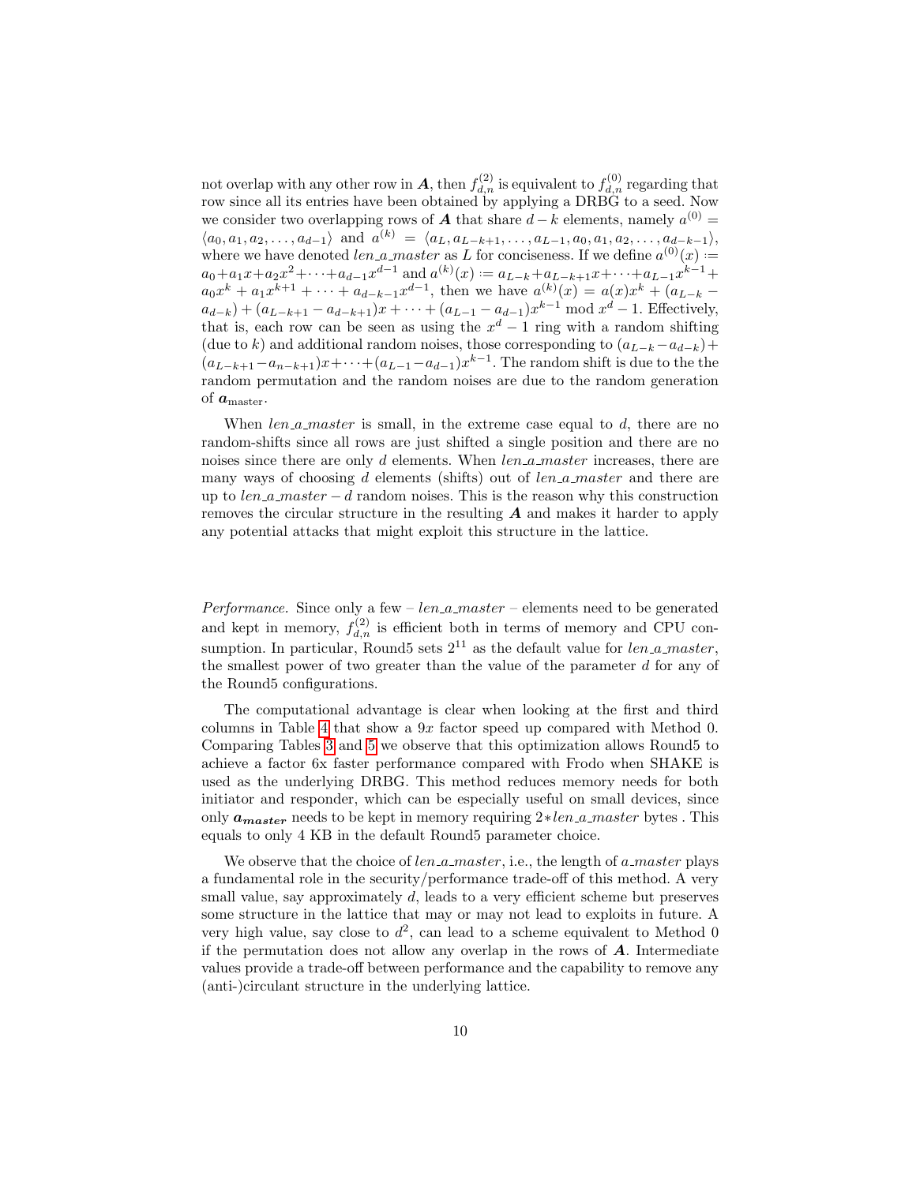not overlap with any other row in $\boldsymbol{A}$, then $f_{d,n}^{(2)}$ is equivalent to $f_{d,n}^{(0)}$ regarding that row since all its entries have been obtained by applying a DRBG to a seed. Now we consider two overlapping rows of $\boldsymbol{A}$ that share $d-k$ elements, namely $a^{(0)} = \langle a_0, a_1, a_2, \ldots, a_{d-1}\rangle$ and $a^{(k)} = \langle a_L, a_{L-k+1}, \ldots, a_{L-1}, a_0, a_1, a_2, \ldots, a_{d-k-1}\rangle$, where we have denoted *len_a_master* as $L$ for conciseness. If we define $a^{(0)}(x) := a_0 + a_1x + a_2x^2 + \cdots + a_{d-1}x^{d-1}$ and $a^{(k)}(x) := a_{L-k} + a_{L-k+1}x + \cdots + a_{L-1}x^{k-1} + a_0x^k + a_1x^{k+1} + \cdots + a_{d-k-1}x^{d-1}$, then we have $a^{(k)}(x) = a(x)x^k + (a_{L-k} - a_{d-k}) + (a_{L-k+1} - a_{d-k+1})x + \cdots + (a_{L-1} - a_{d-1})x^{k-1} \bmod x^d - 1$. Effectively, that is, each row can be seen as using the $x^d - 1$ ring with a random shifting (due to $k$) and additional random noises, those corresponding to $(a_{L-k} - a_{d-k}) + (a_{L-k+1} - a_{n-k+1})x + \cdots + (a_{L-1} - a_{d-1})x^{k-1}$. The random shift is due to the the random permutation and the random noises are due to the random generation of $\boldsymbol{a}_{\text{master}}$.

When *len_a_master* is small, in the extreme case equal to $d$, there are no random-shifts since all rows are just shifted a single position and there are no noises since there are only $d$ elements. When *len_a_master* increases, there are many ways of choosing $d$ elements (shifts) out of *len_a_master* and there are up to *len_a_master* $- d$ random noises. This is the reason why this construction removes the circular structure in the resulting $\boldsymbol{A}$ and makes it harder to apply any potential attacks that might exploit this structure in the lattice.

*Performance.* Since only a few – *len_a_master* – elements need to be generated and kept in memory, $f_{d,n}^{(2)}$ is efficient both in terms of memory and CPU consumption. In particular, Round5 sets $2^{11}$ as the default value for *len_a_master*, the smallest power of two greater than the value of the parameter $d$ for any of the Round5 configurations.

The computational advantage is clear when looking at the first and third columns in Table 4 that show a $9x$ factor speed up compared with Method 0. Comparing Tables 3 and 5 we observe that this optimization allows Round5 to achieve a factor 6x faster performance compared with Frodo when SHAKE is used as the underlying DRBG. This method reduces memory needs for both initiator and responder, which can be especially useful on small devices, since only $\boldsymbol{a_{master}}$ needs to be kept in memory requiring $2*$*len_a_master* bytes . This equals to only 4 KB in the default Round5 parameter choice.

We observe that the choice of *len_a_master*, i.e., the length of *a_master* plays a fundamental role in the security/performance trade-off of this method. A very small value, say approximately $d$, leads to a very efficient scheme but preserves some structure in the lattice that may or may not lead to exploits in future. A very high value, say close to $d^2$, can lead to a scheme equivalent to Method 0 if the permutation does not allow any overlap in the rows of $\boldsymbol{A}$. Intermediate values provide a trade-off between performance and the capability to remove any (anti-)circulant structure in the underlying lattice.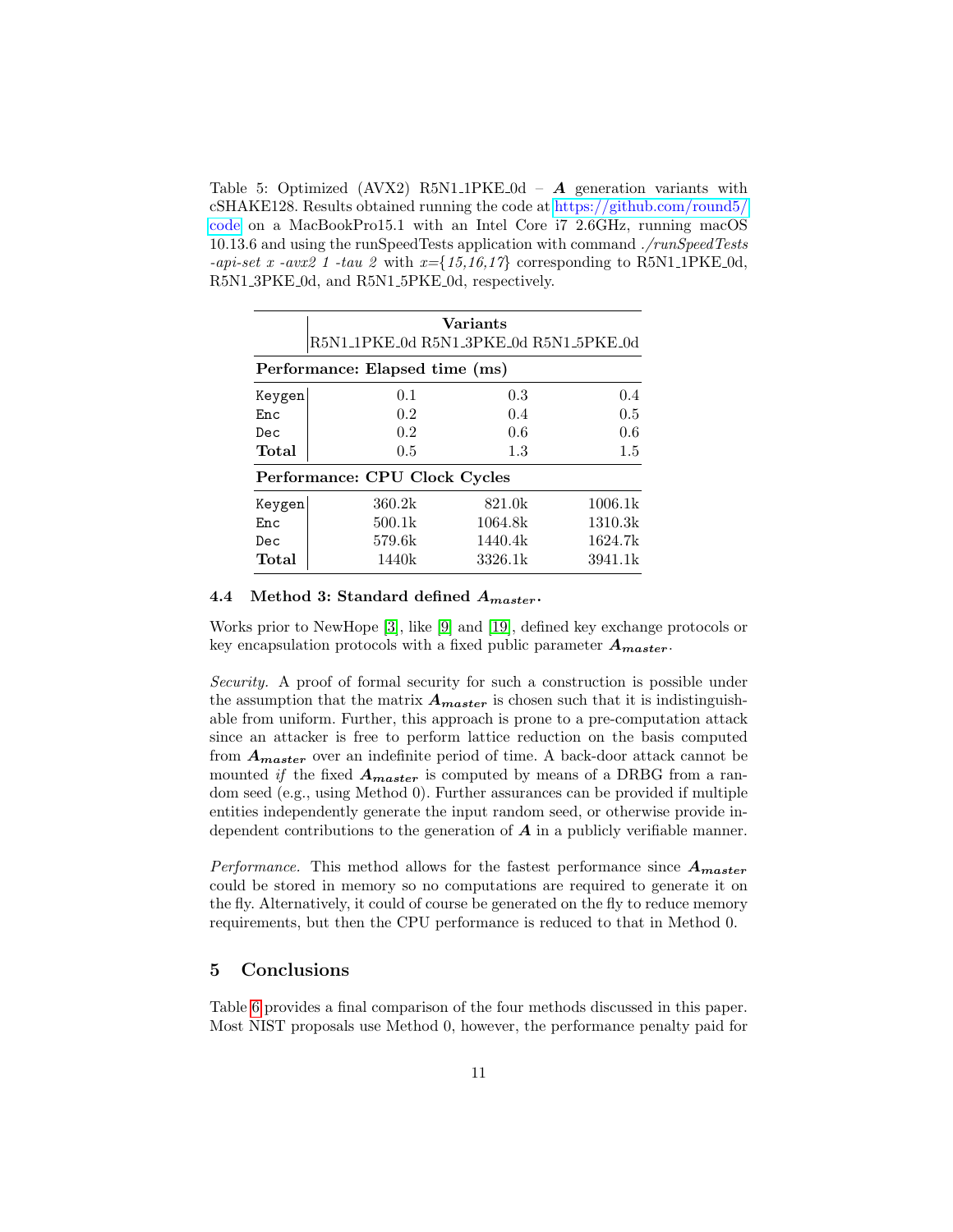Table 5: Optimized (AVX2) R5N1_1PKE_0d – $\boldsymbol{A}$ generation variants with cSHAKE128. Results obtained running the code at https://github.com/round5/code on a MacBookPro15.1 with an Intel Core i7 2.6GHz, running macOS 10.13.6 and using the runSpeedTests application with command *./runSpeedTests -api-set x -avx2 1 -tau 2* with x={*15,16,17*} corresponding to R5N1_1PKE_0d, R5N1_3PKE_0d, and R5N1_5PKE_0d, respectively.

| | **Variants** | | |
|---|---|---|---|
| | R5N1_1PKE_0d | R5N1_3PKE_0d | R5N1_5PKE_0d |
| **Performance: Elapsed time (ms)** | | | |
| `Keygen` | 0.1 | 0.3 | 0.4 |
| `Enc` | 0.2 | 0.4 | 0.5 |
| `Dec` | 0.2 | 0.6 | 0.6 |
| **Total** | 0.5 | 1.3 | 1.5 |
| **Performance: CPU Clock Cycles** | | | |
| `Keygen` | 360.2k | 821.0k | 1006.1k |
| `Enc` | 500.1k | 1064.8k | 1310.3k |
| `Dec` | 579.6k | 1440.4k | 1624.7k |
| **Total** | 1440k | 3326.1k | 3941.1k |

### 4.4 Method 3: Standard defined $\boldsymbol{A}_{master}$.

Works prior to NewHope [3], like [9] and [19], defined key exchange protocols or key encapsulation protocols with a fixed public parameter $\boldsymbol{A}_{master}$.

*Security.* A proof of formal security for such a construction is possible under the assumption that the matrix $\boldsymbol{A}_{master}$ is chosen such that it is indistinguishable from uniform. Further, this approach is prone to a pre-computation attack since an attacker is free to perform lattice reduction on the basis computed from $\boldsymbol{A}_{master}$ over an indefinite period of time. A back-door attack cannot be mounted *if* the fixed $\boldsymbol{A}_{master}$ is computed by means of a DRBG from a random seed (e.g., using Method 0). Further assurances can be provided if multiple entities independently generate the input random seed, or otherwise provide independent contributions to the generation of $\boldsymbol{A}$ in a publicly verifiable manner.

*Performance.* This method allows for the fastest performance since $\boldsymbol{A}_{master}$ could be stored in memory so no computations are required to generate it on the fly. Alternatively, it could of course be generated on the fly to reduce memory requirements, but then the CPU performance is reduced to that in Method 0.

## 5 Conclusions

Table 6 provides a final comparison of the four methods discussed in this paper. Most NIST proposals use Method 0, however, the performance penalty paid for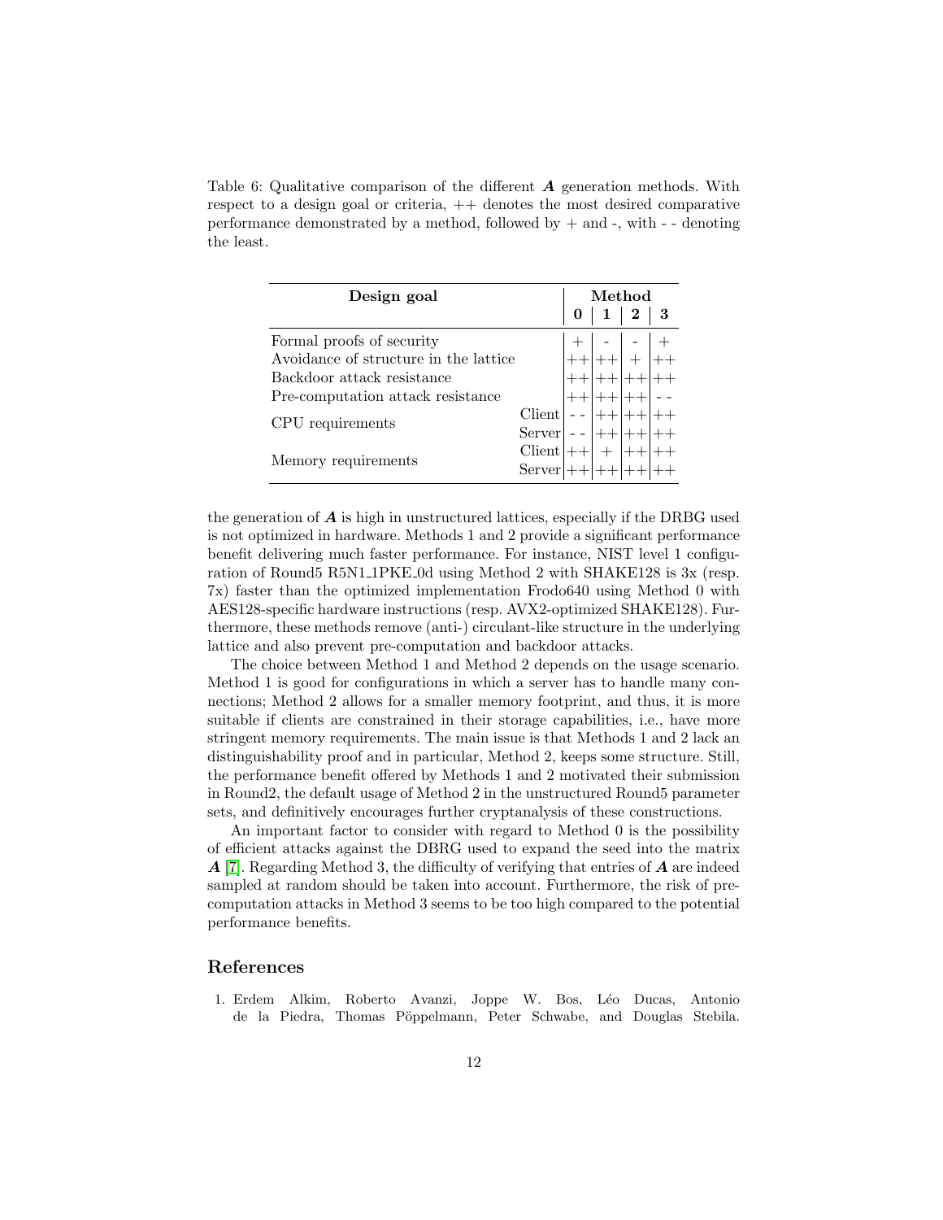Table 6: Qualitative comparison of the different $\boldsymbol{A}$ generation methods. With respect to a design goal or criteria, ++ denotes the most desired comparative performance demonstrated by a method, followed by + and -, with - - denoting the least.

| Design goal | | Method | | | |
|---|---|---|---|---|---|
| | | **0** | **1** | **2** | **3** |
| Formal proofs of security | | + | - | - | + |
| Avoidance of structure in the lattice | | ++ | ++ | + | ++ |
| Backdoor attack resistance | | ++ | ++ | ++ | ++ |
| Pre-computation attack resistance | | ++ | ++ | ++ | - - |
| CPU requirements | Client | - - | ++ | ++ | ++ |
| | Server | - - | ++ | ++ | ++ |
| Memory requirements | Client | ++ | + | ++ | ++ |
| | Server | ++ | ++ | ++ | ++ |

the generation of $\boldsymbol{A}$ is high in unstructured lattices, especially if the DRBG used is not optimized in hardware. Methods 1 and 2 provide a significant performance benefit delivering much faster performance. For instance, NIST level 1 configuration of Round5 R5N1_1PKE_0d using Method 2 with SHAKE128 is 3x (resp. 7x) faster than the optimized implementation Frodo640 using Method 0 with AES128-specific hardware instructions (resp. AVX2-optimized SHAKE128). Furthermore, these methods remove (anti-) circulant-like structure in the underlying lattice and also prevent pre-computation and backdoor attacks.

The choice between Method 1 and Method 2 depends on the usage scenario. Method 1 is good for configurations in which a server has to handle many connections; Method 2 allows for a smaller memory footprint, and thus, it is more suitable if clients are constrained in their storage capabilities, i.e., have more stringent memory requirements. The main issue is that Methods 1 and 2 lack an distinguishability proof and in particular, Method 2, keeps some structure. Still, the performance benefit offered by Methods 1 and 2 motivated their submission in Round2, the default usage of Method 2 in the unstructured Round5 parameter sets, and definitively encourages further cryptanalysis of these constructions.

An important factor to consider with regard to Method 0 is the possibility of efficient attacks against the DBRG used to expand the seed into the matrix $\boldsymbol{A}$ [7]. Regarding Method 3, the difficulty of verifying that entries of $\boldsymbol{A}$ are indeed sampled at random should be taken into account. Furthermore, the risk of pre-computation attacks in Method 3 seems to be too high compared to the potential performance benefits.

## References

1. Erdem Alkim, Roberto Avanzi, Joppe W. Bos, Léo Ducas, Antonio de la Piedra, Thomas Pöppelmann, Peter Schwabe, and Douglas Stebila.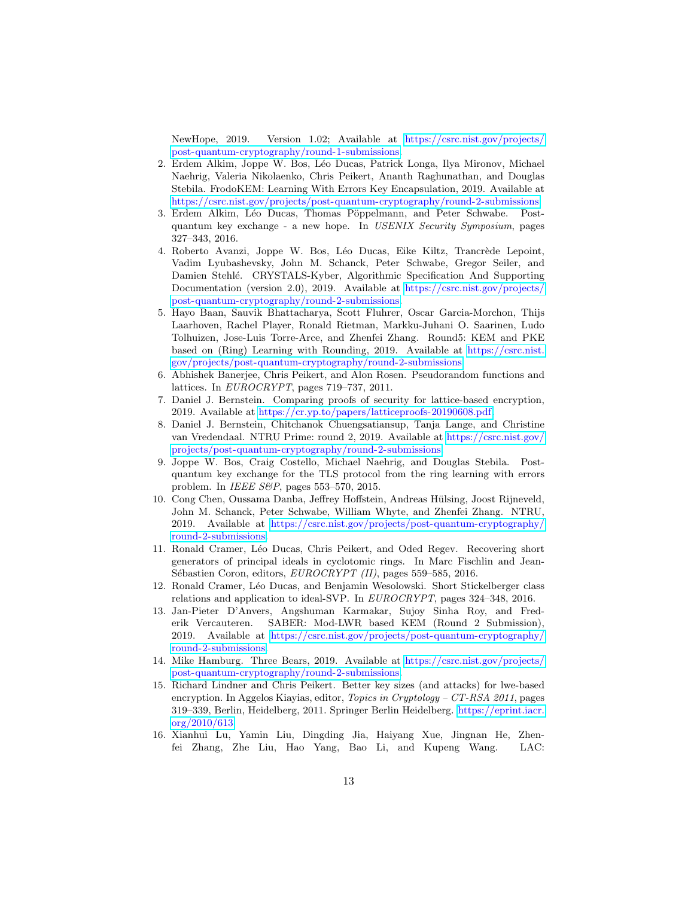NewHope, 2019. Version 1.02; Available at https://csrc.nist.gov/projects/post-quantum-cryptography/round-1-submissions.

2. Erdem Alkim, Joppe W. Bos, Léo Ducas, Patrick Longa, Ilya Mironov, Michael Naehrig, Valeria Nikolaenko, Chris Peikert, Ananth Raghunathan, and Douglas Stebila. FrodoKEM: Learning With Errors Key Encapsulation, 2019. Available at https://csrc.nist.gov/projects/post-quantum-cryptography/round-2-submissions.
3. Erdem Alkim, Léo Ducas, Thomas Pöppelmann, and Peter Schwabe. Post-quantum key exchange - a new hope. In *USENIX Security Symposium*, pages 327–343, 2016.
4. Roberto Avanzi, Joppe W. Bos, Léo Ducas, Eike Kiltz, Trancrède Lepoint, Vadim Lyubashevsky, John M. Schanck, Peter Schwabe, Gregor Seiler, and Damien Stehlé. CRYSTALS-Kyber, Algorithmic Specification And Supporting Documentation (version 2.0), 2019. Available at https://csrc.nist.gov/projects/post-quantum-cryptography/round-2-submissions.
5. Hayo Baan, Sauvik Bhattacharya, Scott Fluhrer, Oscar Garcia-Morchon, Thijs Laarhoven, Rachel Player, Ronald Rietman, Markku-Juhani O. Saarinen, Ludo Tolhuizen, Jose-Luis Torre-Arce, and Zhenfei Zhang. Round5: KEM and PKE based on (Ring) Learning with Rounding, 2019. Available at https://csrc.nist.gov/projects/post-quantum-cryptography/round-2-submissions.
6. Abhishek Banerjee, Chris Peikert, and Alon Rosen. Pseudorandom functions and lattices. In *EUROCRYPT*, pages 719–737, 2011.
7. Daniel J. Bernstein. Comparing proofs of security for lattice-based encryption, 2019. Available at https://cr.yp.to/papers/latticeproofs-20190608.pdf.
8. Daniel J. Bernstein, Chitchanok Chuengsatiansup, Tanja Lange, and Christine van Vredendaal. NTRU Prime: round 2, 2019. Available at https://csrc.nist.gov/projects/post-quantum-cryptography/round-2-submissions.
9. Joppe W. Bos, Craig Costello, Michael Naehrig, and Douglas Stebila. Post-quantum key exchange for the TLS protocol from the ring learning with errors problem. In *IEEE S&P*, pages 553–570, 2015.
10. Cong Chen, Oussama Danba, Jeffrey Hoffstein, Andreas Hülsing, Joost Rijneveld, John M. Schanck, Peter Schwabe, William Whyte, and Zhenfei Zhang. NTRU, 2019. Available at https://csrc.nist.gov/projects/post-quantum-cryptography/round-2-submissions.
11. Ronald Cramer, Léo Ducas, Chris Peikert, and Oded Regev. Recovering short generators of principal ideals in cyclotomic rings. In Marc Fischlin and Jean-Sébastien Coron, editors, *EUROCRYPT (II)*, pages 559–585, 2016.
12. Ronald Cramer, Léo Ducas, and Benjamin Wesolowski. Short Stickelberger class relations and application to ideal-SVP. In *EUROCRYPT*, pages 324–348, 2016.
13. Jan-Pieter D'Anvers, Angshuman Karmakar, Sujoy Sinha Roy, and Frederik Vercauteren. SABER: Mod-LWR based KEM (Round 2 Submission), 2019. Available at https://csrc.nist.gov/projects/post-quantum-cryptography/round-2-submissions.
14. Mike Hamburg. Three Bears, 2019. Available at https://csrc.nist.gov/projects/post-quantum-cryptography/round-2-submissions.
15. Richard Lindner and Chris Peikert. Better key sizes (and attacks) for lwe-based encryption. In Aggelos Kiayias, editor, *Topics in Cryptology – CT-RSA 2011*, pages 319–339, Berlin, Heidelberg, 2011. Springer Berlin Heidelberg. https://eprint.iacr.org/2010/613.
16. Xianhui Lu, Yamin Liu, Dingding Jia, Haiyang Xue, Jingnan He, Zhenfei Zhang, Zhe Liu, Hao Yang, Bao Li, and Kupeng Wang. LAC: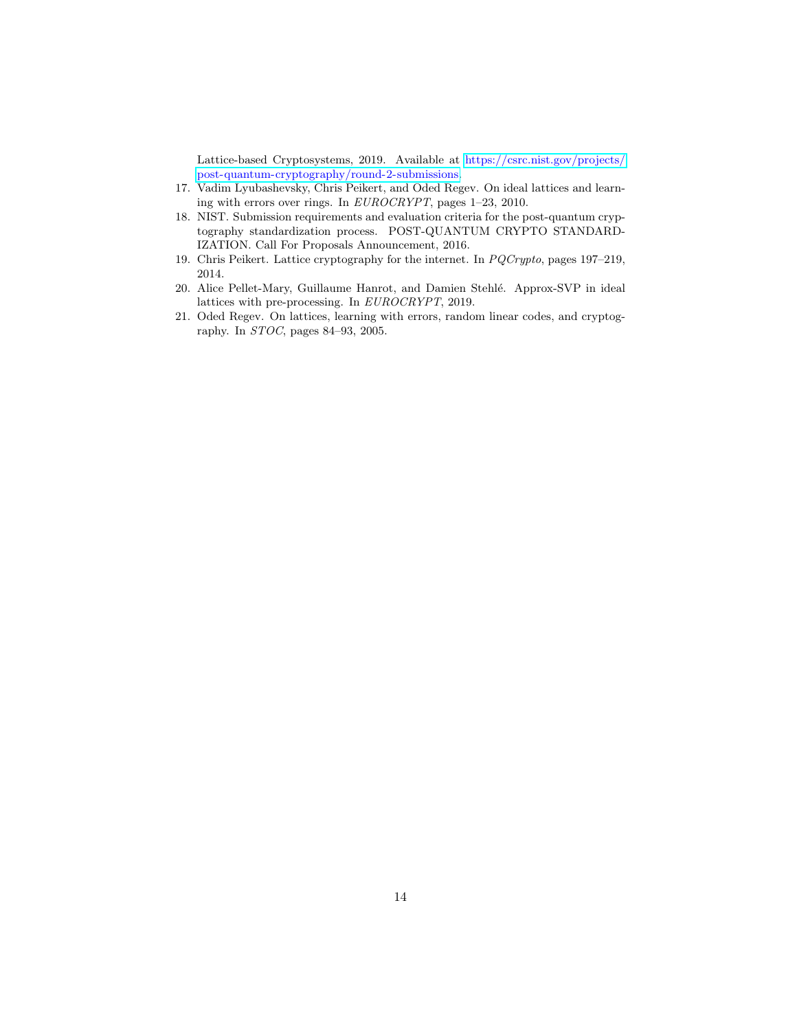Lattice-based Cryptosystems, 2019. Available at https://csrc.nist.gov/projects/post-quantum-cryptography/round-2-submissions.

17. Vadim Lyubashevsky, Chris Peikert, and Oded Regev. On ideal lattices and learning with errors over rings. In *EUROCRYPT*, pages 1–23, 2010.
18. NIST. Submission requirements and evaluation criteria for the post-quantum cryptography standardization process. POST-QUANTUM CRYPTO STANDARDIZATION. Call For Proposals Announcement, 2016.
19. Chris Peikert. Lattice cryptography for the internet. In *PQCrypto*, pages 197–219, 2014.
20. Alice Pellet-Mary, Guillaume Hanrot, and Damien Stehlé. Approx-SVP in ideal lattices with pre-processing. In *EUROCRYPT*, 2019.
21. Oded Regev. On lattices, learning with errors, random linear codes, and cryptography. In *STOC*, pages 84–93, 2005.